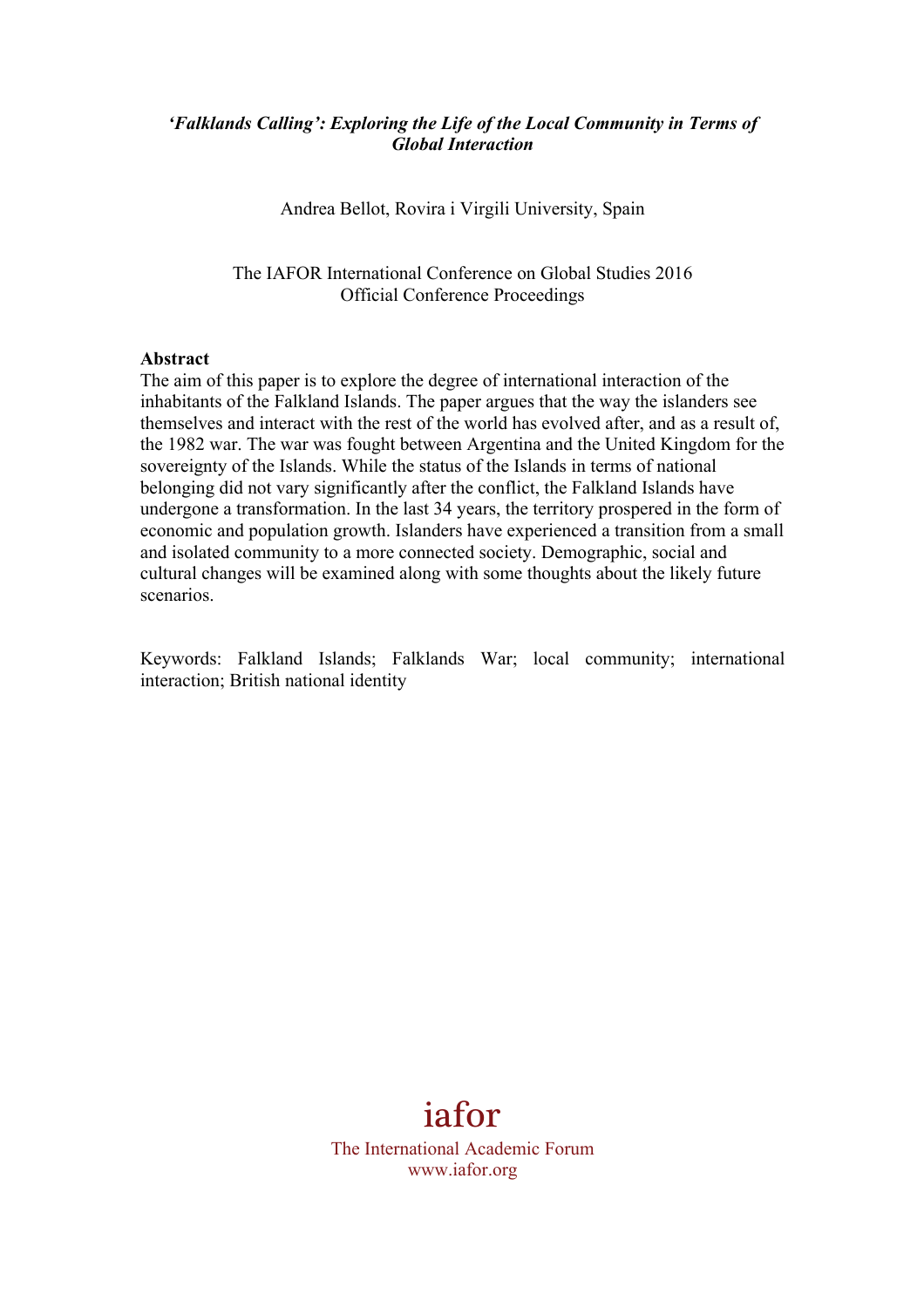# *'Falklands Calling': Exploring the Life of the Local Community in Terms of Global Interaction*

Andrea Bellot, Rovira i Virgili University, Spain

The IAFOR International Conference on Global Studies 2016
Official Conference Proceedings

**Abstract**

The aim of this paper is to explore the degree of international interaction of the inhabitants of the Falkland Islands. The paper argues that the way the islanders see themselves and interact with the rest of the world has evolved after, and as a result of, the 1982 war. The war was fought between Argentina and the United Kingdom for the sovereignty of the Islands. While the status of the Islands in terms of national belonging did not vary significantly after the conflict, the Falkland Islands have undergone a transformation. In the last 34 years, the territory prospered in the form of economic and population growth. Islanders have experienced a transition from a small and isolated community to a more connected society. Demographic, social and cultural changes will be examined along with some thoughts about the likely future scenarios.

Keywords: Falkland Islands; Falklands War; local community; international interaction; British national identity

iafor
The International Academic Forum
www.iafor.org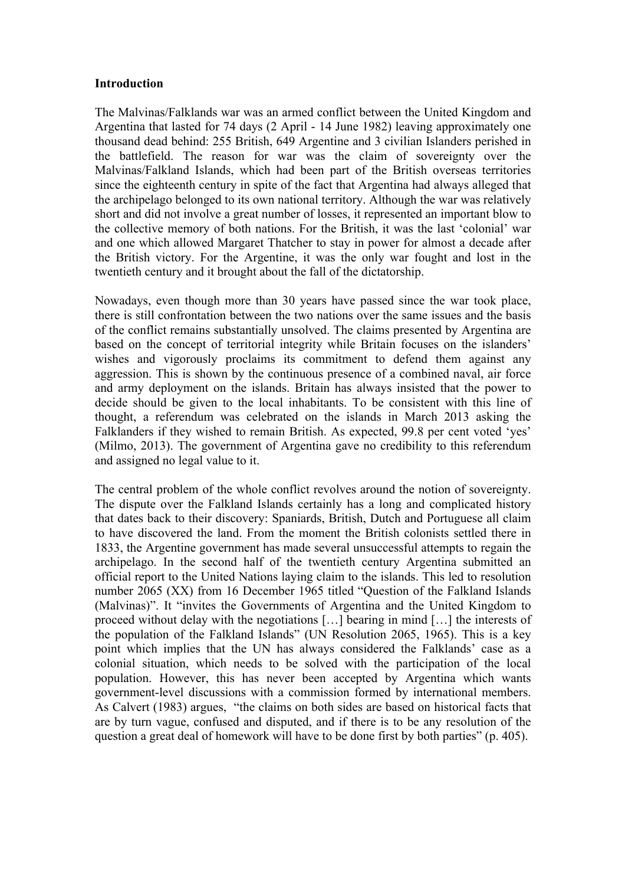**Introduction**

The Malvinas/Falklands war was an armed conflict between the United Kingdom and Argentina that lasted for 74 days (2 April - 14 June 1982) leaving approximately one thousand dead behind: 255 British, 649 Argentine and 3 civilian Islanders perished in the battlefield. The reason for war was the claim of sovereignty over the Malvinas/Falkland Islands, which had been part of the British overseas territories since the eighteenth century in spite of the fact that Argentina had always alleged that the archipelago belonged to its own national territory. Although the war was relatively short and did not involve a great number of losses, it represented an important blow to the collective memory of both nations. For the British, it was the last 'colonial' war and one which allowed Margaret Thatcher to stay in power for almost a decade after the British victory. For the Argentine, it was the only war fought and lost in the twentieth century and it brought about the fall of the dictatorship.

Nowadays, even though more than 30 years have passed since the war took place, there is still confrontation between the two nations over the same issues and the basis of the conflict remains substantially unsolved. The claims presented by Argentina are based on the concept of territorial integrity while Britain focuses on the islanders' wishes and vigorously proclaims its commitment to defend them against any aggression. This is shown by the continuous presence of a combined naval, air force and army deployment on the islands. Britain has always insisted that the power to decide should be given to the local inhabitants. To be consistent with this line of thought, a referendum was celebrated on the islands in March 2013 asking the Falklanders if they wished to remain British. As expected, 99.8 per cent voted 'yes' (Milmo, 2013). The government of Argentina gave no credibility to this referendum and assigned no legal value to it.

The central problem of the whole conflict revolves around the notion of sovereignty. The dispute over the Falkland Islands certainly has a long and complicated history that dates back to their discovery: Spaniards, British, Dutch and Portuguese all claim to have discovered the land. From the moment the British colonists settled there in 1833, the Argentine government has made several unsuccessful attempts to regain the archipelago. In the second half of the twentieth century Argentina submitted an official report to the United Nations laying claim to the islands. This led to resolution number 2065 (XX) from 16 December 1965 titled "Question of the Falkland Islands (Malvinas)". It "invites the Governments of Argentina and the United Kingdom to proceed without delay with the negotiations […] bearing in mind […] the interests of the population of the Falkland Islands" (UN Resolution 2065, 1965). This is a key point which implies that the UN has always considered the Falklands' case as a colonial situation, which needs to be solved with the participation of the local population. However, this has never been accepted by Argentina which wants government-level discussions with a commission formed by international members. As Calvert (1983) argues, "the claims on both sides are based on historical facts that are by turn vague, confused and disputed, and if there is to be any resolution of the question a great deal of homework will have to be done first by both parties" (p. 405).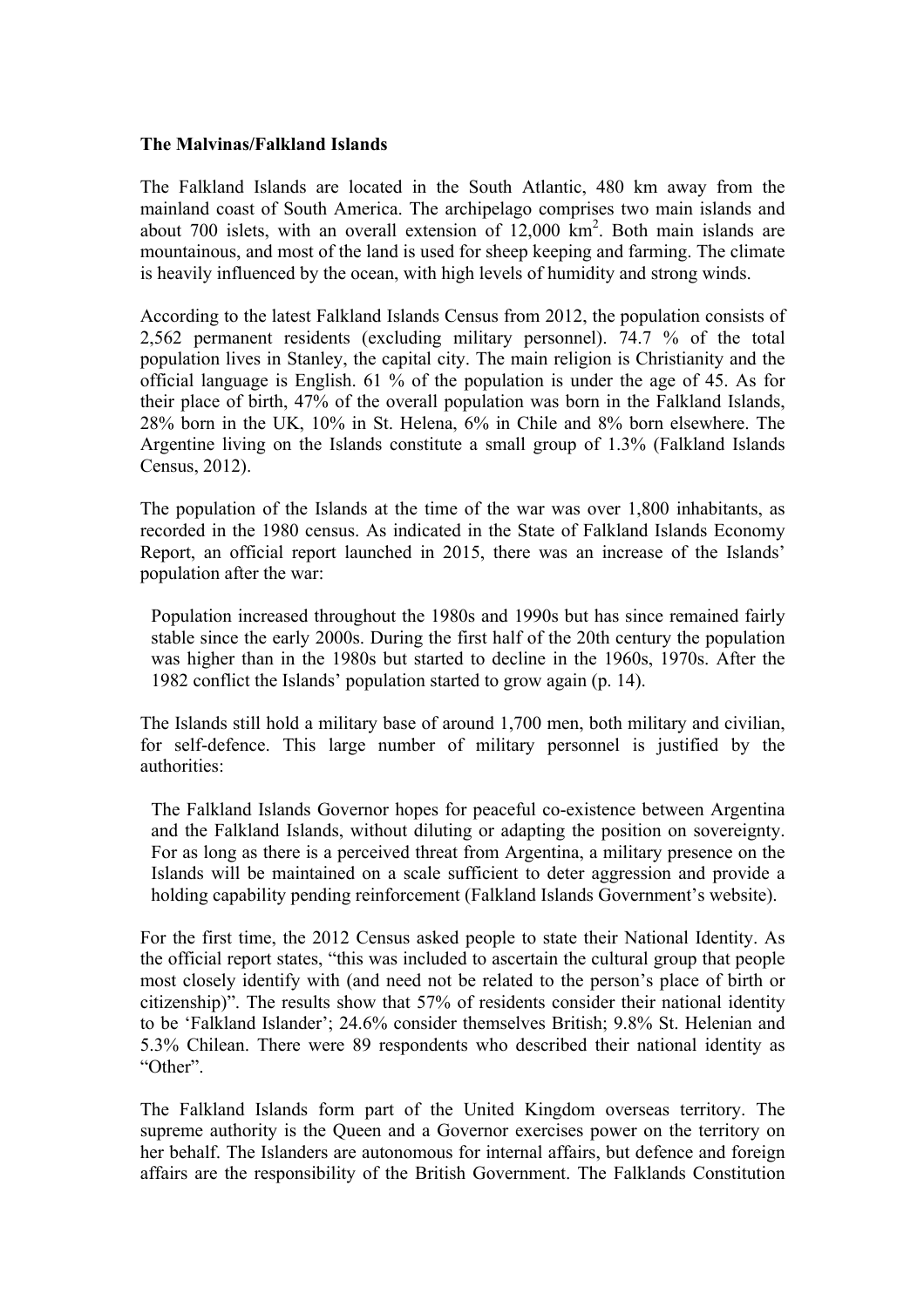**The Malvinas/Falkland Islands**

The Falkland Islands are located in the South Atlantic, 480 km away from the mainland coast of South America. The archipelago comprises two main islands and about 700 islets, with an overall extension of 12,000 $km^2$. Both main islands are mountainous, and most of the land is used for sheep keeping and farming. The climate is heavily influenced by the ocean, with high levels of humidity and strong winds.

According to the latest Falkland Islands Census from 2012, the population consists of 2,562 permanent residents (excluding military personnel). 74.7 % of the total population lives in Stanley, the capital city. The main religion is Christianity and the official language is English. 61 % of the population is under the age of 45. As for their place of birth, 47% of the overall population was born in the Falkland Islands, 28% born in the UK, 10% in St. Helena, 6% in Chile and 8% born elsewhere. The Argentine living on the Islands constitute a small group of 1.3% (Falkland Islands Census, 2012).

The population of the Islands at the time of the war was over 1,800 inhabitants, as recorded in the 1980 census. As indicated in the State of Falkland Islands Economy Report, an official report launched in 2015, there was an increase of the Islands' population after the war:

> Population increased throughout the 1980s and 1990s but has since remained fairly stable since the early 2000s. During the first half of the 20th century the population was higher than in the 1980s but started to decline in the 1960s, 1970s. After the 1982 conflict the Islands' population started to grow again (p. 14).

The Islands still hold a military base of around 1,700 men, both military and civilian, for self-defence. This large number of military personnel is justified by the authorities:

> The Falkland Islands Governor hopes for peaceful co-existence between Argentina and the Falkland Islands, without diluting or adapting the position on sovereignty. For as long as there is a perceived threat from Argentina, a military presence on the Islands will be maintained on a scale sufficient to deter aggression and provide a holding capability pending reinforcement (Falkland Islands Government's website).

For the first time, the 2012 Census asked people to state their National Identity. As the official report states, "this was included to ascertain the cultural group that people most closely identify with (and need not be related to the person's place of birth or citizenship)". The results show that 57% of residents consider their national identity to be 'Falkland Islander'; 24.6% consider themselves British; 9.8% St. Helenian and 5.3% Chilean. There were 89 respondents who described their national identity as "Other".

The Falkland Islands form part of the United Kingdom overseas territory. The supreme authority is the Queen and a Governor exercises power on the territory on her behalf. The Islanders are autonomous for internal affairs, but defence and foreign affairs are the responsibility of the British Government. The Falklands Constitution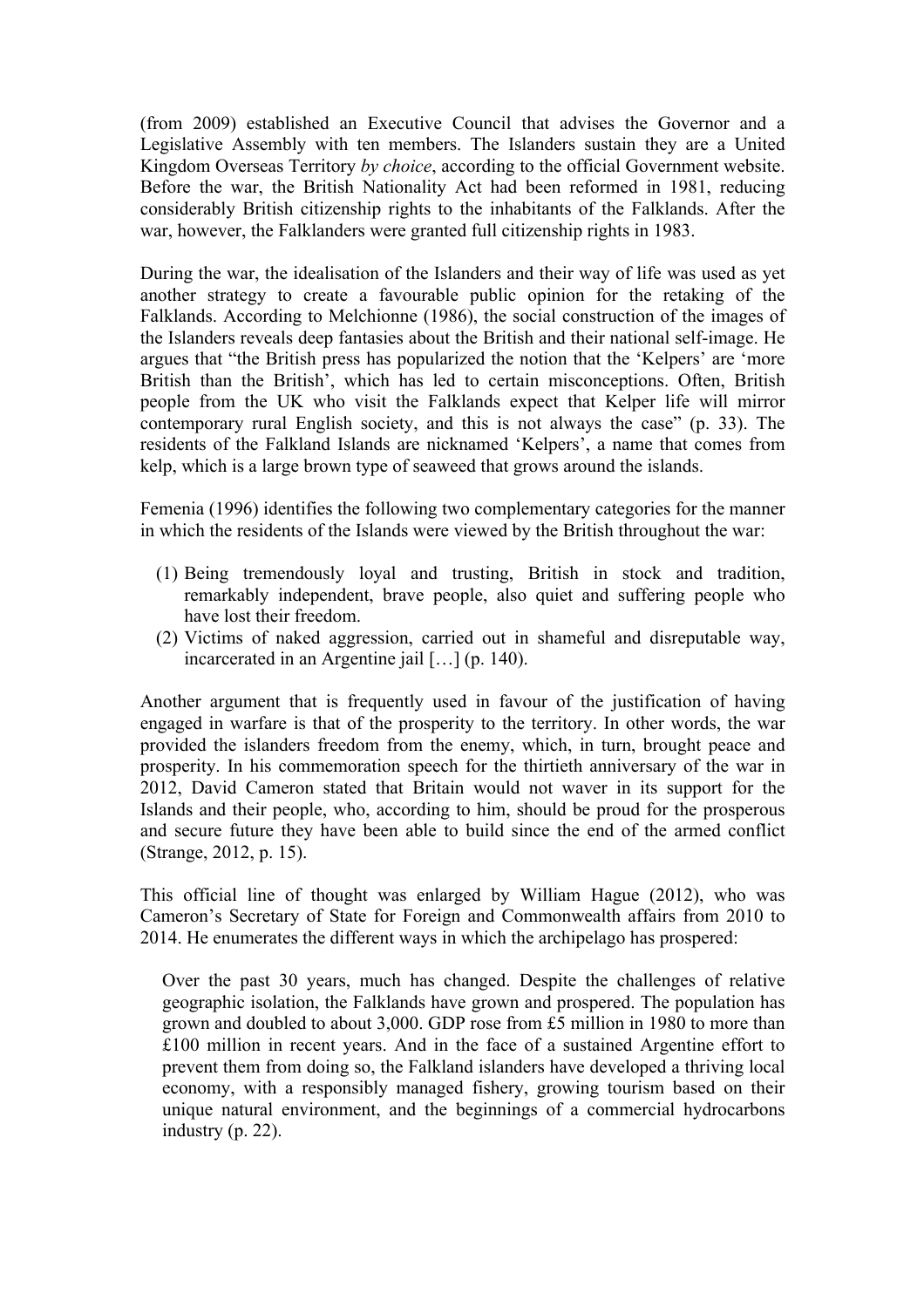(from 2009) established an Executive Council that advises the Governor and a Legislative Assembly with ten members. The Islanders sustain they are a United Kingdom Overseas Territory *by choice*, according to the official Government website. Before the war, the British Nationality Act had been reformed in 1981, reducing considerably British citizenship rights to the inhabitants of the Falklands. After the war, however, the Falklanders were granted full citizenship rights in 1983.

During the war, the idealisation of the Islanders and their way of life was used as yet another strategy to create a favourable public opinion for the retaking of the Falklands. According to Melchionne (1986), the social construction of the images of the Islanders reveals deep fantasies about the British and their national self-image. He argues that "the British press has popularized the notion that the 'Kelpers' are 'more British than the British', which has led to certain misconceptions. Often, British people from the UK who visit the Falklands expect that Kelper life will mirror contemporary rural English society, and this is not always the case" (p. 33). The residents of the Falkland Islands are nicknamed 'Kelpers', a name that comes from kelp, which is a large brown type of seaweed that grows around the islands.

Femenia (1996) identifies the following two complementary categories for the manner in which the residents of the Islands were viewed by the British throughout the war:

(1) Being tremendously loyal and trusting, British in stock and tradition, remarkably independent, brave people, also quiet and suffering people who have lost their freedom.
(2) Victims of naked aggression, carried out in shameful and disreputable way, incarcerated in an Argentine jail […] (p. 140).

Another argument that is frequently used in favour of the justification of having engaged in warfare is that of the prosperity to the territory. In other words, the war provided the islanders freedom from the enemy, which, in turn, brought peace and prosperity. In his commemoration speech for the thirtieth anniversary of the war in 2012, David Cameron stated that Britain would not waver in its support for the Islands and their people, who, according to him, should be proud for the prosperous and secure future they have been able to build since the end of the armed conflict (Strange, 2012, p. 15).

This official line of thought was enlarged by William Hague (2012), who was Cameron's Secretary of State for Foreign and Commonwealth affairs from 2010 to 2014. He enumerates the different ways in which the archipelago has prospered:

> Over the past 30 years, much has changed. Despite the challenges of relative geographic isolation, the Falklands have grown and prospered. The population has grown and doubled to about 3,000. GDP rose from £5 million in 1980 to more than £100 million in recent years. And in the face of a sustained Argentine effort to prevent them from doing so, the Falkland islanders have developed a thriving local economy, with a responsibly managed fishery, growing tourism based on their unique natural environment, and the beginnings of a commercial hydrocarbons industry (p. 22).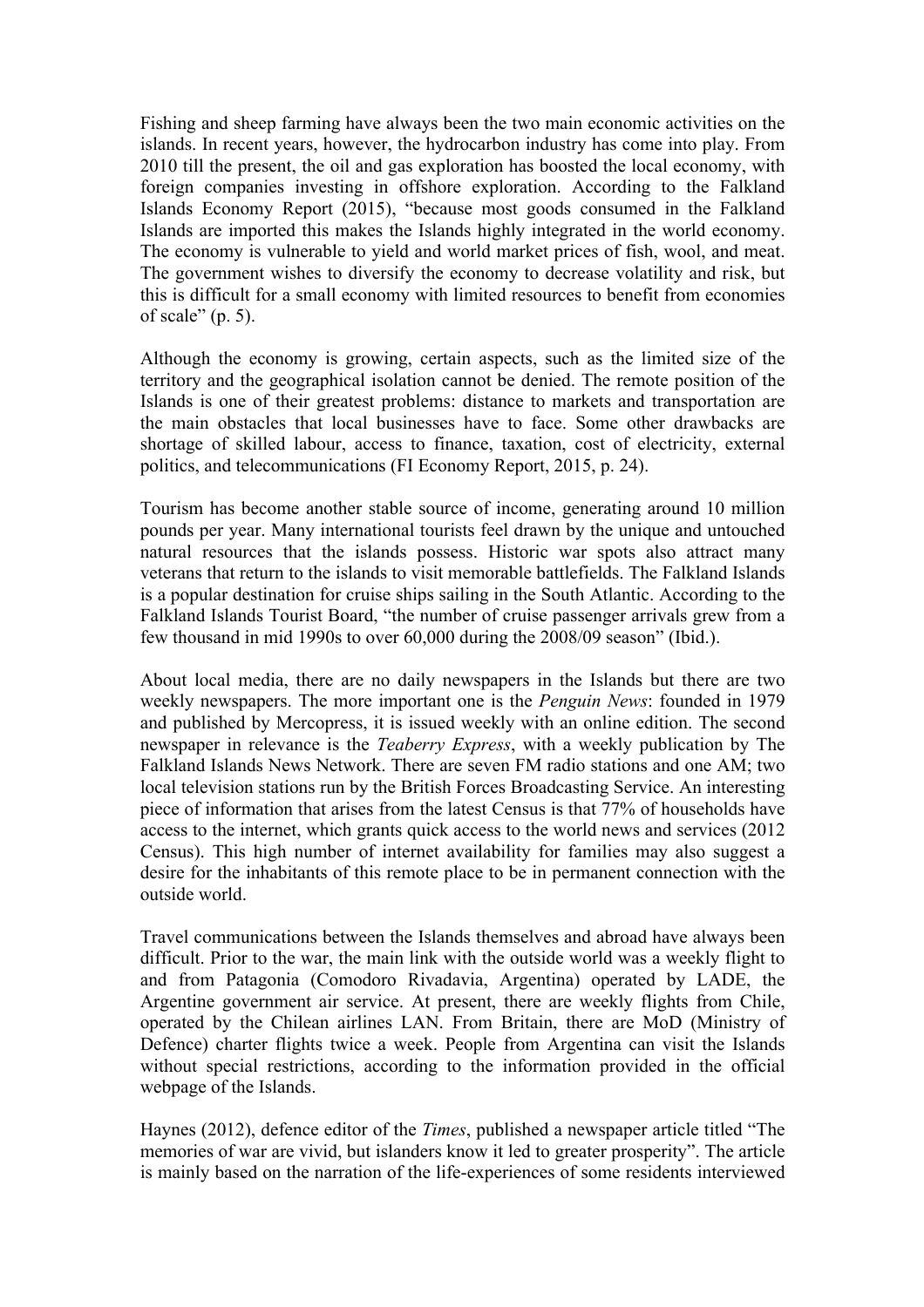Fishing and sheep farming have always been the two main economic activities on the islands. In recent years, however, the hydrocarbon industry has come into play. From 2010 till the present, the oil and gas exploration has boosted the local economy, with foreign companies investing in offshore exploration. According to the Falkland Islands Economy Report (2015), "because most goods consumed in the Falkland Islands are imported this makes the Islands highly integrated in the world economy. The economy is vulnerable to yield and world market prices of fish, wool, and meat. The government wishes to diversify the economy to decrease volatility and risk, but this is difficult for a small economy with limited resources to benefit from economies of scale" (p. 5).

Although the economy is growing, certain aspects, such as the limited size of the territory and the geographical isolation cannot be denied. The remote position of the Islands is one of their greatest problems: distance to markets and transportation are the main obstacles that local businesses have to face. Some other drawbacks are shortage of skilled labour, access to finance, taxation, cost of electricity, external politics, and telecommunications (FI Economy Report, 2015, p. 24).

Tourism has become another stable source of income, generating around 10 million pounds per year. Many international tourists feel drawn by the unique and untouched natural resources that the islands possess. Historic war spots also attract many veterans that return to the islands to visit memorable battlefields. The Falkland Islands is a popular destination for cruise ships sailing in the South Atlantic. According to the Falkland Islands Tourist Board, "the number of cruise passenger arrivals grew from a few thousand in mid 1990s to over 60,000 during the 2008/09 season" (Ibid.).

About local media, there are no daily newspapers in the Islands but there are two weekly newspapers. The more important one is the *Penguin News*: founded in 1979 and published by Mercopress, it is issued weekly with an online edition. The second newspaper in relevance is the *Teaberry Express*, with a weekly publication by The Falkland Islands News Network. There are seven FM radio stations and one AM; two local television stations run by the British Forces Broadcasting Service. An interesting piece of information that arises from the latest Census is that 77% of households have access to the internet, which grants quick access to the world news and services (2012 Census). This high number of internet availability for families may also suggest a desire for the inhabitants of this remote place to be in permanent connection with the outside world.

Travel communications between the Islands themselves and abroad have always been difficult. Prior to the war, the main link with the outside world was a weekly flight to and from Patagonia (Comodoro Rivadavia, Argentina) operated by LADE, the Argentine government air service. At present, there are weekly flights from Chile, operated by the Chilean airlines LAN. From Britain, there are MoD (Ministry of Defence) charter flights twice a week. People from Argentina can visit the Islands without special restrictions, according to the information provided in the official webpage of the Islands.

Haynes (2012), defence editor of the *Times*, published a newspaper article titled "The memories of war are vivid, but islanders know it led to greater prosperity". The article is mainly based on the narration of the life-experiences of some residents interviewed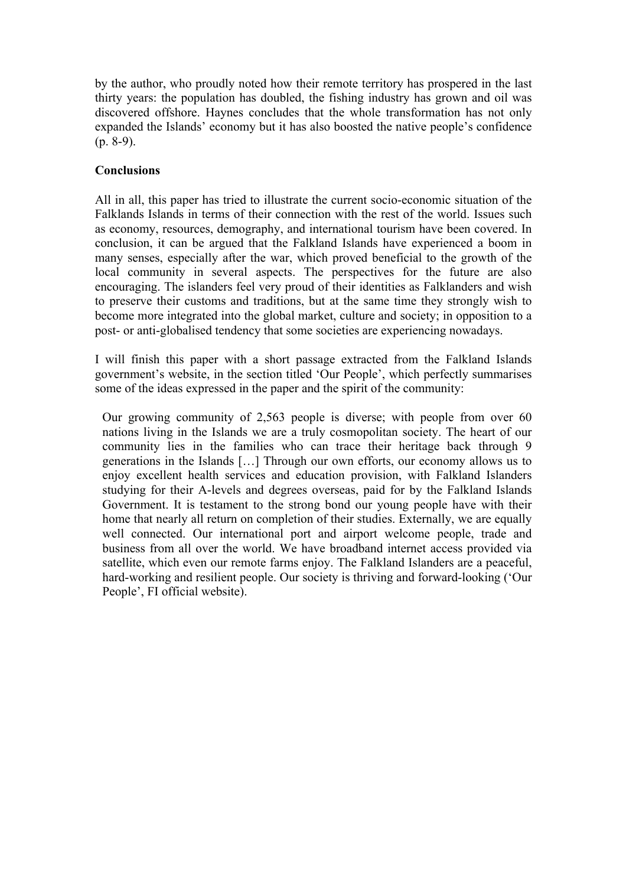by the author, who proudly noted how their remote territory has prospered in the last thirty years: the population has doubled, the fishing industry has grown and oil was discovered offshore. Haynes concludes that the whole transformation has not only expanded the Islands' economy but it has also boosted the native people's confidence (p. 8-9).

**Conclusions**

All in all, this paper has tried to illustrate the current socio-economic situation of the Falklands Islands in terms of their connection with the rest of the world. Issues such as economy, resources, demography, and international tourism have been covered. In conclusion, it can be argued that the Falkland Islands have experienced a boom in many senses, especially after the war, which proved beneficial to the growth of the local community in several aspects. The perspectives for the future are also encouraging. The islanders feel very proud of their identities as Falklanders and wish to preserve their customs and traditions, but at the same time they strongly wish to become more integrated into the global market, culture and society; in opposition to a post- or anti-globalised tendency that some societies are experiencing nowadays.

I will finish this paper with a short passage extracted from the Falkland Islands government's website, in the section titled 'Our People', which perfectly summarises some of the ideas expressed in the paper and the spirit of the community:

> Our growing community of 2,563 people is diverse; with people from over 60 nations living in the Islands we are a truly cosmopolitan society. The heart of our community lies in the families who can trace their heritage back through 9 generations in the Islands […] Through our own efforts, our economy allows us to enjoy excellent health services and education provision, with Falkland Islanders studying for their A-levels and degrees overseas, paid for by the Falkland Islands Government. It is testament to the strong bond our young people have with their home that nearly all return on completion of their studies. Externally, we are equally well connected. Our international port and airport welcome people, trade and business from all over the world. We have broadband internet access provided via satellite, which even our remote farms enjoy. The Falkland Islanders are a peaceful, hard-working and resilient people. Our society is thriving and forward-looking ('Our People', FI official website).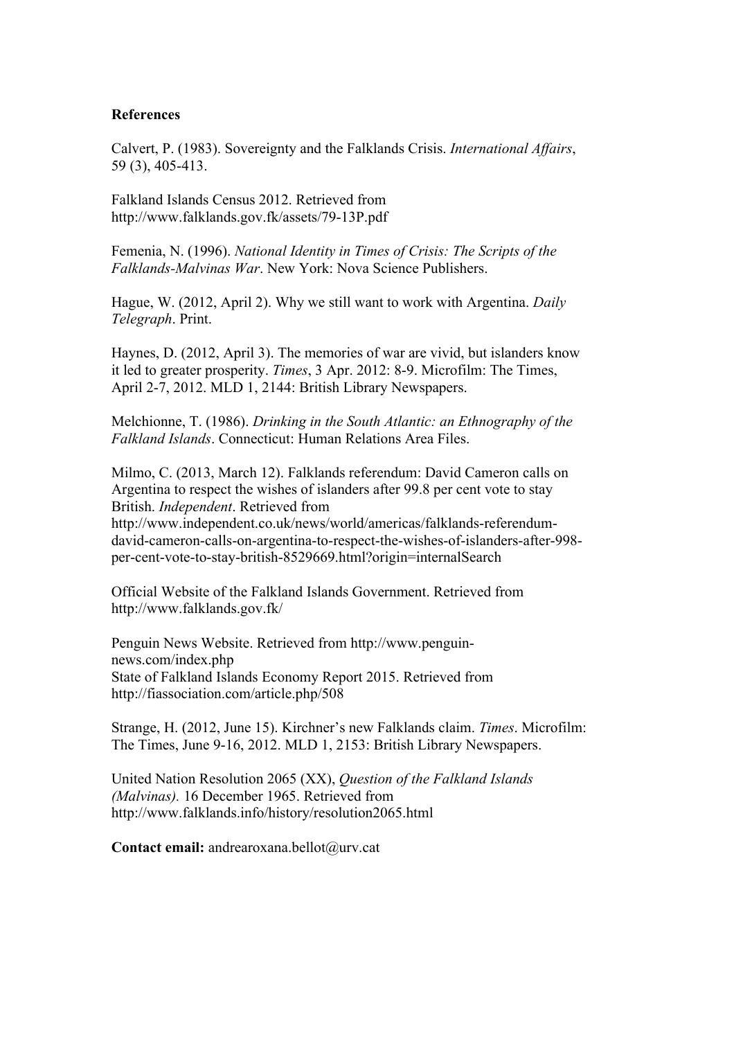**References**

Calvert, P. (1983). Sovereignty and the Falklands Crisis. *International Affairs*, 59 (3), 405-413.

Falkland Islands Census 2012. Retrieved from http://www.falklands.gov.fk/assets/79-13P.pdf

Femenia, N. (1996). *National Identity in Times of Crisis: The Scripts of the Falklands-Malvinas War*. New York: Nova Science Publishers.

Hague, W. (2012, April 2). Why we still want to work with Argentina. *Daily Telegraph*. Print.

Haynes, D. (2012, April 3). The memories of war are vivid, but islanders know it led to greater prosperity. *Times*, 3 Apr. 2012: 8-9. Microfilm: The Times, April 2-7, 2012. MLD 1, 2144: British Library Newspapers.

Melchionne, T. (1986). *Drinking in the South Atlantic: an Ethnography of the Falkland Islands*. Connecticut: Human Relations Area Files.

Milmo, C. (2013, March 12). Falklands referendum: David Cameron calls on Argentina to respect the wishes of islanders after 99.8 per cent vote to stay British. *Independent*. Retrieved from http://www.independent.co.uk/news/world/americas/falklands-referendum-david-cameron-calls-on-argentina-to-respect-the-wishes-of-islanders-after-998-per-cent-vote-to-stay-british-8529669.html?origin=internalSearch

Official Website of the Falkland Islands Government. Retrieved from http://www.falklands.gov.fk/

Penguin News Website. Retrieved from http://www.penguin-news.com/index.php

State of Falkland Islands Economy Report 2015. Retrieved from http://fiassociation.com/article.php/508

Strange, H. (2012, June 15). Kirchner's new Falklands claim. *Times*. Microfilm: The Times, June 9-16, 2012. MLD 1, 2153: British Library Newspapers.

United Nation Resolution 2065 (XX), *Question of the Falkland Islands (Malvinas).* 16 December 1965. Retrieved from http://www.falklands.info/history/resolution2065.html

**Contact email:** andrearoxana.bellot@urv.cat